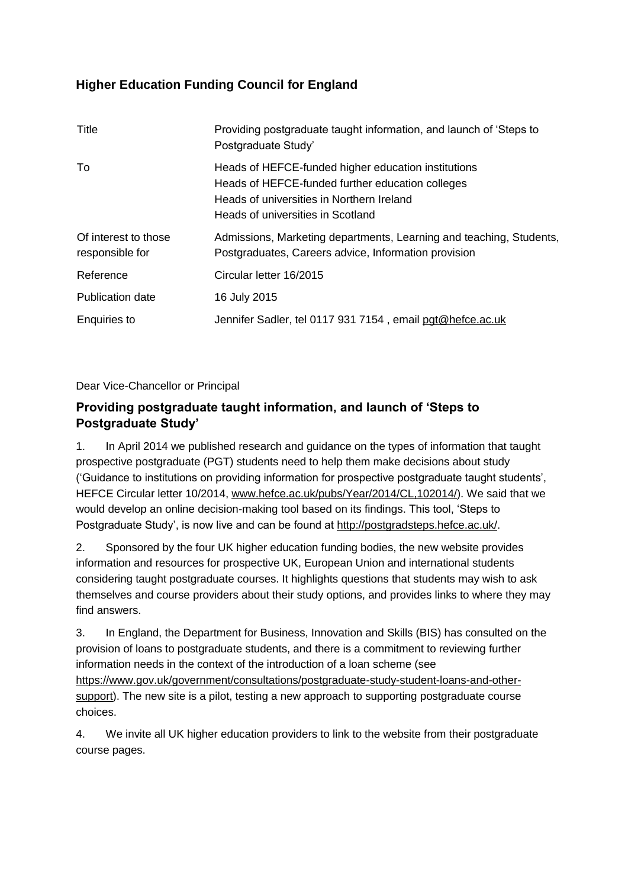## Higher Education Funding Council for England

| | |
|---|---|
| Title | Providing postgraduate taught information, and launch of 'Steps to Postgraduate Study' |
| To | Heads of HEFCE-funded higher education institutions<br>Heads of HEFCE-funded further education colleges<br>Heads of universities in Northern Ireland<br>Heads of universities in Scotland |
| Of interest to those responsible for | Admissions, Marketing departments, Learning and teaching, Students, Postgraduates, Careers advice, Information provision |
| Reference | Circular letter 16/2015 |
| Publication date | 16 July 2015 |
| Enquiries to | Jennifer Sadler, tel 0117 931 7154 , email pgt@hefce.ac.uk |

Dear Vice-Chancellor or Principal

### Providing postgraduate taught information, and launch of 'Steps to Postgraduate Study'

1. In April 2014 we published research and guidance on the types of information that taught prospective postgraduate (PGT) students need to help them make decisions about study ('Guidance to institutions on providing information for prospective postgraduate taught students', HEFCE Circular letter 10/2014, www.hefce.ac.uk/pubs/Year/2014/CL,102014/). We said that we would develop an online decision-making tool based on its findings. This tool, 'Steps to Postgraduate Study', is now live and can be found at http://postgradsteps.hefce.ac.uk/.

2. Sponsored by the four UK higher education funding bodies, the new website provides information and resources for prospective UK, European Union and international students considering taught postgraduate courses. It highlights questions that students may wish to ask themselves and course providers about their study options, and provides links to where they may find answers.

3. In England, the Department for Business, Innovation and Skills (BIS) has consulted on the provision of loans to postgraduate students, and there is a commitment to reviewing further information needs in the context of the introduction of a loan scheme (see https://www.gov.uk/government/consultations/postgraduate-study-student-loans-and-other-support). The new site is a pilot, testing a new approach to supporting postgraduate course choices.

4. We invite all UK higher education providers to link to the website from their postgraduate course pages.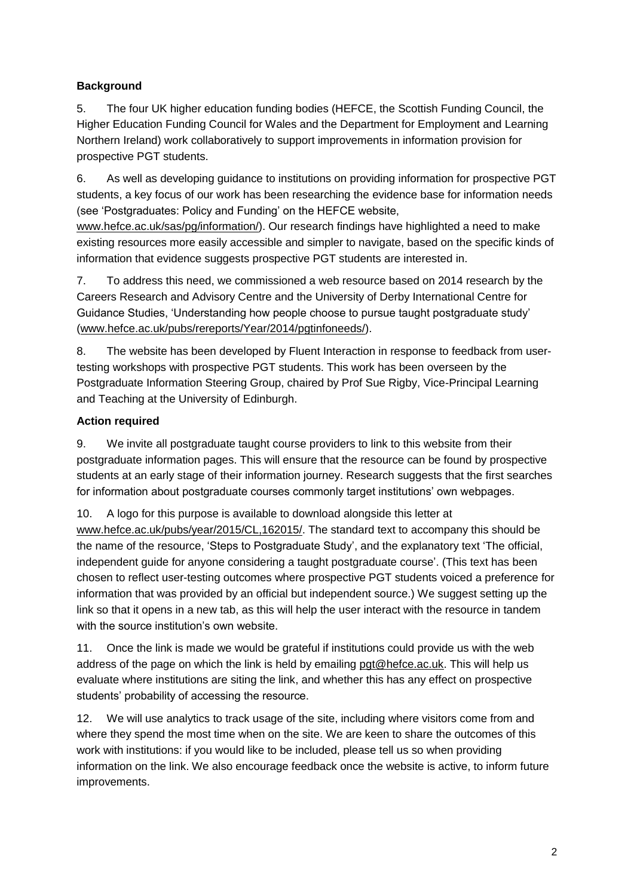**Background**

5. The four UK higher education funding bodies (HEFCE, the Scottish Funding Council, the Higher Education Funding Council for Wales and the Department for Employment and Learning Northern Ireland) work collaboratively to support improvements in information provision for prospective PGT students.

6. As well as developing guidance to institutions on providing information for prospective PGT students, a key focus of our work has been researching the evidence base for information needs (see 'Postgraduates: Policy and Funding' on the HEFCE website, www.hefce.ac.uk/sas/pg/information/). Our research findings have highlighted a need to make existing resources more easily accessible and simpler to navigate, based on the specific kinds of information that evidence suggests prospective PGT students are interested in.

7. To address this need, we commissioned a web resource based on 2014 research by the Careers Research and Advisory Centre and the University of Derby International Centre for Guidance Studies, 'Understanding how people choose to pursue taught postgraduate study' (www.hefce.ac.uk/pubs/rereports/Year/2014/pgtinfoneeds/).

8. The website has been developed by Fluent Interaction in response to feedback from user-testing workshops with prospective PGT students. This work has been overseen by the Postgraduate Information Steering Group, chaired by Prof Sue Rigby, Vice-Principal Learning and Teaching at the University of Edinburgh.

**Action required**

9. We invite all postgraduate taught course providers to link to this website from their postgraduate information pages. This will ensure that the resource can be found by prospective students at an early stage of their information journey. Research suggests that the first searches for information about postgraduate courses commonly target institutions' own webpages.

10. A logo for this purpose is available to download alongside this letter at www.hefce.ac.uk/pubs/year/2015/CL,162015/. The standard text to accompany this should be the name of the resource, 'Steps to Postgraduate Study', and the explanatory text 'The official, independent guide for anyone considering a taught postgraduate course'. (This text has been chosen to reflect user-testing outcomes where prospective PGT students voiced a preference for information that was provided by an official but independent source.) We suggest setting up the link so that it opens in a new tab, as this will help the user interact with the resource in tandem with the source institution's own website.

11. Once the link is made we would be grateful if institutions could provide us with the web address of the page on which the link is held by emailing pgt@hefce.ac.uk. This will help us evaluate where institutions are siting the link, and whether this has any effect on prospective students' probability of accessing the resource.

12. We will use analytics to track usage of the site, including where visitors come from and where they spend the most time when on the site. We are keen to share the outcomes of this work with institutions: if you would like to be included, please tell us so when providing information on the link. We also encourage feedback once the website is active, to inform future improvements.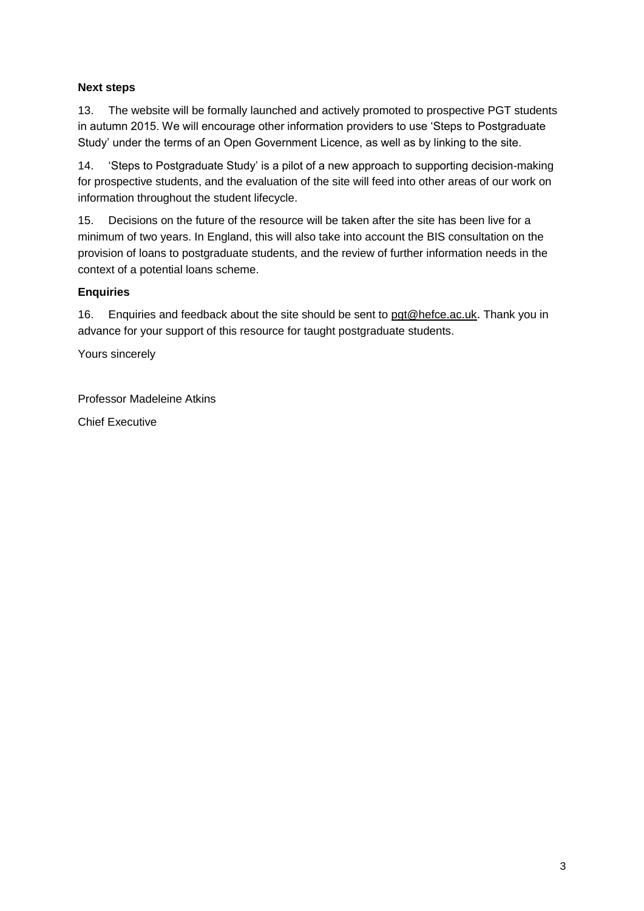**Next steps**

13. The website will be formally launched and actively promoted to prospective PGT students in autumn 2015. We will encourage other information providers to use 'Steps to Postgraduate Study' under the terms of an Open Government Licence, as well as by linking to the site.

14. 'Steps to Postgraduate Study' is a pilot of a new approach to supporting decision-making for prospective students, and the evaluation of the site will feed into other areas of our work on information throughout the student lifecycle.

15. Decisions on the future of the resource will be taken after the site has been live for a minimum of two years. In England, this will also take into account the BIS consultation on the provision of loans to postgraduate students, and the review of further information needs in the context of a potential loans scheme.

**Enquiries**

16. Enquiries and feedback about the site should be sent to pgt@hefce.ac.uk. Thank you in advance for your support of this resource for taught postgraduate students.

Yours sincerely

Professor Madeleine Atkins

Chief Executive